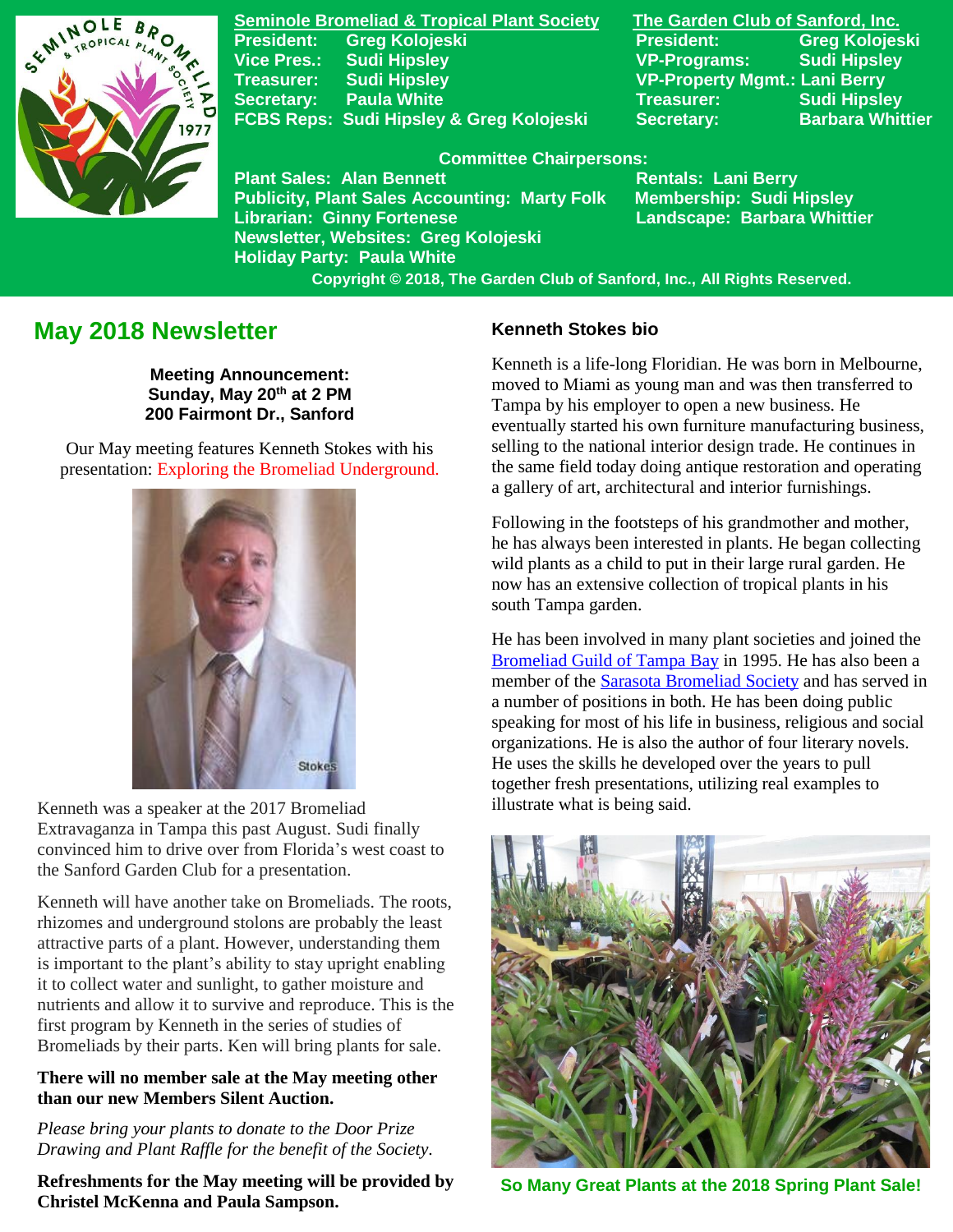**Seminole Bromeliad & Tropical Plant Society**

President: Greg Kolojeski
Vice Pres.: Sudi Hipsley
Treasurer: Sudi Hipsley
Secretary: Paula White
FCBS Reps: Sudi Hipsley & Greg Kolojeski

**The Garden Club of Sanford, Inc.**

President: Greg Kolojeski
VP-Programs: Sudi Hipsley
VP-Property Mgmt.: Lani Berry
Treasurer: Sudi Hipsley
Secretary: Barbara Whittier

**Committee Chairpersons:**

Plant Sales: Alan Bennett
Publicity, Plant Sales Accounting: Marty Folk
Librarian: Ginny Fortenese
Newsletter, Websites: Greg Kolojeski
Holiday Party: Paula White
Rentals: Lani Berry
Membership: Sudi Hipsley
Landscape: Barbara Whittier

Copyright © 2018, The Garden Club of Sanford, Inc., All Rights Reserved.

# May 2018 Newsletter

**Meeting Announcement:**
**Sunday, May 20th at 2 PM**
**200 Fairmont Dr., Sanford**

Our May meeting features Kenneth Stokes with his presentation: Exploring the Bromeliad Underground.

Stokes

Kenneth was a speaker at the 2017 Bromeliad Extravaganza in Tampa this past August. Sudi finally convinced him to drive over from Florida's west coast to the Sanford Garden Club for a presentation.

Kenneth will have another take on Bromeliads. The roots, rhizomes and underground stolons are probably the least attractive parts of a plant. However, understanding them is important to the plant's ability to stay upright enabling it to collect water and sunlight, to gather moisture and nutrients and allow it to survive and reproduce. This is the first program by Kenneth in the series of studies of Bromeliads by their parts. Ken will bring plants for sale.

**There will no member sale at the May meeting other than our new Members Silent Auction.**

*Please bring your plants to donate to the Door Prize Drawing and Plant Raffle for the benefit of the Society.*

**Refreshments for the May meeting will be provided by Christel McKenna and Paula Sampson.**

### Kenneth Stokes bio

Kenneth is a life-long Floridian. He was born in Melbourne, moved to Miami as young man and was then transferred to Tampa by his employer to open a new business. He eventually started his own furniture manufacturing business, selling to the national interior design trade. He continues in the same field today doing antique restoration and operating a gallery of art, architectural and interior furnishings.

Following in the footsteps of his grandmother and mother, he has always been interested in plants. He began collecting wild plants as a child to put in their large rural garden. He now has an extensive collection of tropical plants in his south Tampa garden.

He has been involved in many plant societies and joined the Bromeliad Guild of Tampa Bay in 1995. He has also been a member of the Sarasota Bromeliad Society and has served in a number of positions in both. He has been doing public speaking for most of his life in business, religious and social organizations. He is also the author of four literary novels. He uses the skills he developed over the years to pull together fresh presentations, utilizing real examples to illustrate what is being said.

So Many Great Plants at the 2018 Spring Plant Sale!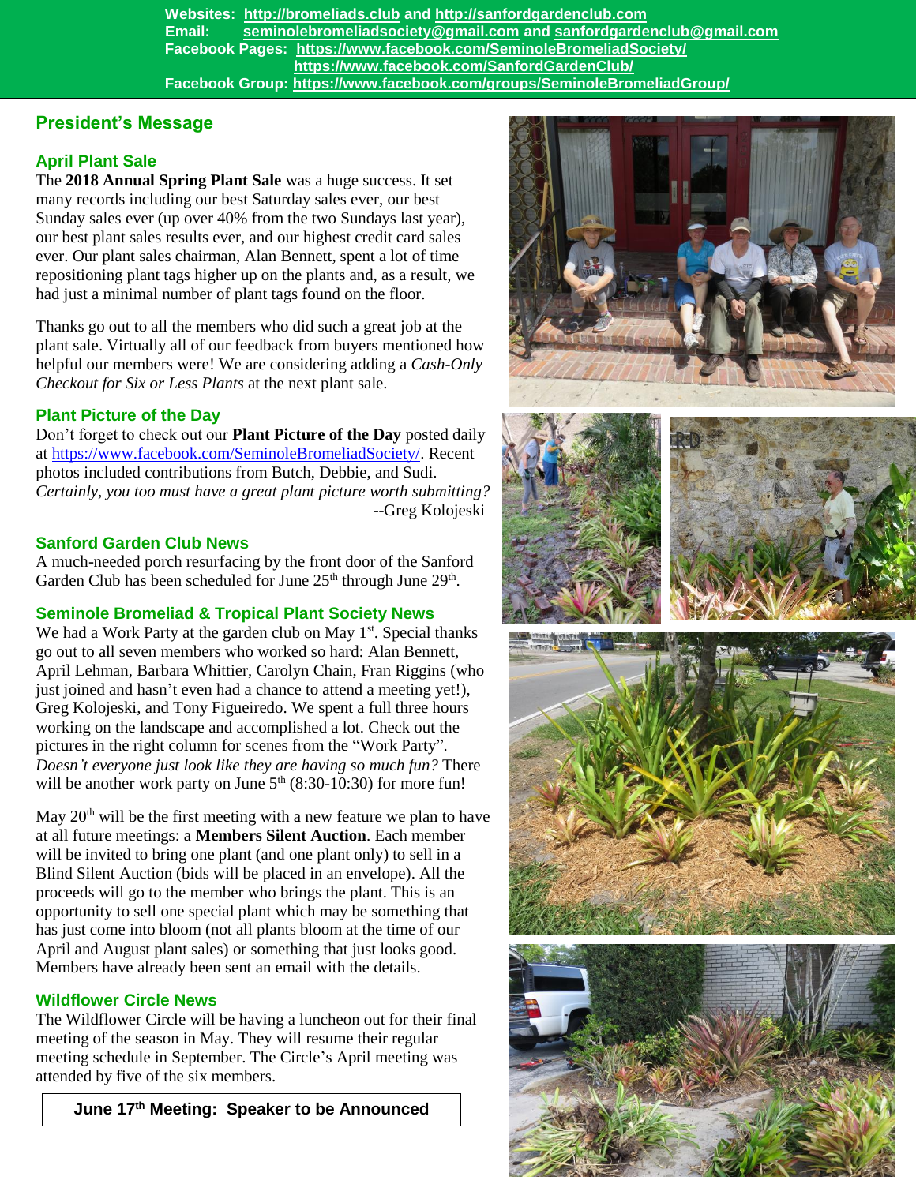**Websites:** http://bromeliads.club and http://sanfordgardenclub.com
**Email:** seminolebromeliadsociety@gmail.com and sanfordgardenclub@gmail.com
**Facebook Pages:** https://www.facebook.com/SeminoleBromeliadSociety/
https://www.facebook.com/SanfordGardenClub/
**Facebook Group:** https://www.facebook.com/groups/SeminoleBromeliadGroup/

## President's Message

### April Plant Sale

The **2018 Annual Spring Plant Sale** was a huge success. It set many records including our best Saturday sales ever, our best Sunday sales ever (up over 40% from the two Sundays last year), our best plant sales results ever, and our highest credit card sales ever. Our plant sales chairman, Alan Bennett, spent a lot of time repositioning plant tags higher up on the plants and, as a result, we had just a minimal number of plant tags found on the floor.

Thanks go out to all the members who did such a great job at the plant sale. Virtually all of our feedback from buyers mentioned how helpful our members were! We are considering adding a *Cash-Only Checkout for Six or Less Plants* at the next plant sale.

### Plant Picture of the Day

Don't forget to check out our **Plant Picture of the Day** posted daily at https://www.facebook.com/SeminoleBromeliadSociety/. Recent photos included contributions from Butch, Debbie, and Sudi. *Certainly, you too must have a great plant picture worth submitting?*

--Greg Kolojeski

### Sanford Garden Club News

A much-needed porch resurfacing by the front door of the Sanford Garden Club has been scheduled for June 25th through June 29th.

### Seminole Bromeliad & Tropical Plant Society News

We had a Work Party at the garden club on May 1st. Special thanks go out to all seven members who worked so hard: Alan Bennett, April Lehman, Barbara Whittier, Carolyn Chain, Fran Riggins (who just joined and hasn't even had a chance to attend a meeting yet!), Greg Kolojeski, and Tony Figueiredo. We spent a full three hours working on the landscape and accomplished a lot. Check out the pictures in the right column for scenes from the "Work Party". *Doesn't everyone just look like they are having so much fun?* There will be another work party on June 5th (8:30-10:30) for more fun!

May 20th will be the first meeting with a new feature we plan to have at all future meetings: a **Members Silent Auction**. Each member will be invited to bring one plant (and one plant only) to sell in a Blind Silent Auction (bids will be placed in an envelope). All the proceeds will go to the member who brings the plant. This is an opportunity to sell one special plant which may be something that has just come into bloom (not all plants bloom at the time of our April and August plant sales) or something that just looks good. Members have already been sent an email with the details.

### Wildflower Circle News

The Wildflower Circle will be having a luncheon out for their final meeting of the season in May. They will resume their regular meeting schedule in September. The Circle's April meeting was attended by five of the six members.

**June 17th Meeting: Speaker to be Announced**